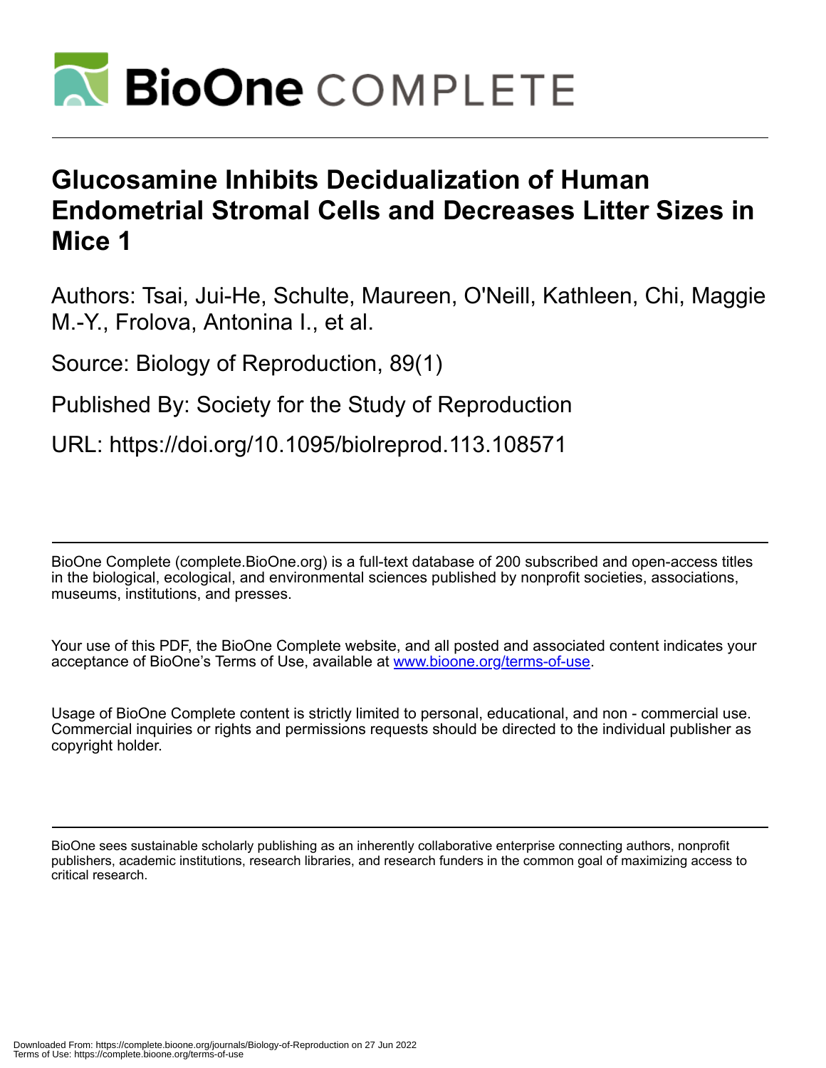# Glucosamine Inhibits Decidualization of Human Endometrial Stromal Cells and Decreases Litter Sizes in Mice 1

Authors: Tsai, Jui-He, Schulte, Maureen, O'Neill, Kathleen, Chi, Maggie M.-Y., Frolova, Antonina I., et al.

Source: Biology of Reproduction, 89(1)

Published By: Society for the Study of Reproduction

URL: https://doi.org/10.1095/biolreprod.113.108571

---

BioOne Complete (complete.BioOne.org) is a full-text database of 200 subscribed and open-access titles in the biological, ecological, and environmental sciences published by nonprofit societies, associations, museums, institutions, and presses.

Your use of this PDF, the BioOne Complete website, and all posted and associated content indicates your acceptance of BioOne's Terms of Use, available at www.bioone.org/terms-of-use.

Usage of BioOne Complete content is strictly limited to personal, educational, and non - commercial use. Commercial inquiries or rights and permissions requests should be directed to the individual publisher as copyright holder.

---

BioOne sees sustainable scholarly publishing as an inherently collaborative enterprise connecting authors, nonprofit publishers, academic institutions, research libraries, and research funders in the common goal of maximizing access to critical research.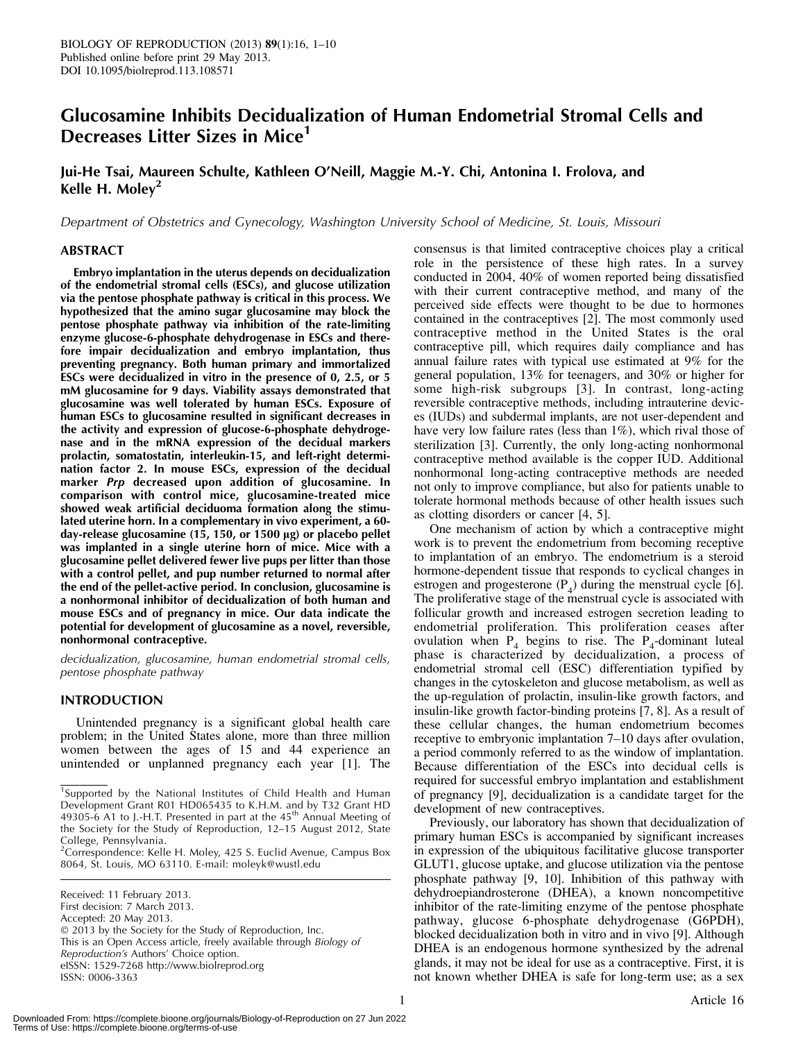# Glucosamine Inhibits Decidualization of Human Endometrial Stromal Cells and Decreases Litter Sizes in Mice[1]

Jui-He Tsai, Maureen Schulte, Kathleen O'Neill, Maggie M.-Y. Chi, Antonina I. Frolova, and Kelle H. Moley[2]

*Department of Obstetrics and Gynecology, Washington University School of Medicine, St. Louis, Missouri*

## ABSTRACT

**Embryo implantation in the uterus depends on decidualization of the endometrial stromal cells (ESCs), and glucose utilization via the pentose phosphate pathway is critical in this process. We hypothesized that the amino sugar glucosamine may block the pentose phosphate pathway via inhibition of the rate-limiting enzyme glucose-6-phosphate dehydrogenase in ESCs and therefore impair decidualization and embryo implantation, thus preventing pregnancy. Both human primary and immortalized ESCs were decidualized in vitro in the presence of 0, 2.5, or 5 mM glucosamine for 9 days. Viability assays demonstrated that glucosamine was well tolerated by human ESCs. Exposure of human ESCs to glucosamine resulted in significant decreases in the activity and expression of glucose-6-phosphate dehydrogenase and in the mRNA expression of the decidual markers prolactin, somatostatin, interleukin-15, and left-right determination factor 2. In mouse ESCs, expression of the decidual marker *Prp* decreased upon addition of glucosamine. In comparison with control mice, glucosamine-treated mice showed weak artificial deciduoma formation along the stimulated uterine horn. In a complementary in vivo experiment, a 60-day-release glucosamine (15, 150, or 1500 μg) or placebo pellet was implanted in a single uterine horn of mice. Mice with a glucosamine pellet delivered fewer live pups per litter than those with a control pellet, and pup number returned to normal after the end of the pellet-active period. In conclusion, glucosamine is a nonhormonal inhibitor of decidualization of both human and mouse ESCs and of pregnancy in mice. Our data indicate the potential for development of glucosamine as a novel, reversible, nonhormonal contraceptive.**

*decidualization, glucosamine, human endometrial stromal cells, pentose phosphate pathway*

## INTRODUCTION

Unintended pregnancy is a significant global health care problem; in the United States alone, more than three million women between the ages of 15 and 44 experience an unintended or unplanned pregnancy each year [1]. The consensus is that limited contraceptive choices play a critical role in the persistence of these high rates. In a survey conducted in 2004, 40% of women reported being dissatisfied with their current contraceptive method, and many of the perceived side effects were thought to be due to hormones contained in the contraceptives [2]. The most commonly used contraceptive method in the United States is the oral contraceptive pill, which requires daily compliance and has annual failure rates with typical use estimated at 9% for the general population, 13% for teenagers, and 30% or higher for some high-risk subgroups [3]. In contrast, long-acting reversible contraceptive methods, including intrauterine devices (IUDs) and subdermal implants, are not user-dependent and have very low failure rates (less than 1%), which rival those of sterilization [3]. Currently, the only long-acting nonhormonal contraceptive method available is the copper IUD. Additional nonhormonal long-acting contraceptive methods are needed not only to improve compliance, but also for patients unable to tolerate hormonal methods because of other health issues such as clotting disorders or cancer [4, 5].

One mechanism of action by which a contraceptive might work is to prevent the endometrium from becoming receptive to implantation of an embryo. The endometrium is a steroid hormone-dependent tissue that responds to cyclical changes in estrogen and progesterone ($P_4$) during the menstrual cycle [6]. The proliferative stage of the menstrual cycle is associated with follicular growth and increased estrogen secretion leading to endometrial proliferation. This proliferation ceases after ovulation when $P_4$ begins to rise. The $P_4$-dominant luteal phase is characterized by decidualization, a process of endometrial stromal cell (ESC) differentiation typified by changes in the cytoskeleton and glucose metabolism, as well as the up-regulation of prolactin, insulin-like growth factors, and insulin-like growth factor-binding proteins [7, 8]. As a result of these cellular changes, the human endometrium becomes receptive to embryonic implantation 7–10 days after ovulation, a period commonly referred to as the window of implantation. Because differentiation of the ESCs into decidual cells is required for successful embryo implantation and establishment of pregnancy [9], decidualization is a candidate target for the development of new contraceptives.

Previously, our laboratory has shown that decidualization of primary human ESCs is accompanied by significant increases in expression of the ubiquitous facilitative glucose transporter GLUT1, glucose uptake, and glucose utilization via the pentose phosphate pathway [9, 10]. Inhibition of this pathway with dehydroepiandrosterone (DHEA), a known noncompetitive inhibitor of the rate-limiting enzyme of the pentose phosphate pathway, glucose 6-phosphate dehydrogenase (G6PDH), blocked decidualization both in vitro and in vivo [9]. Although DHEA is an endogenous hormone synthesized by the adrenal glands, it may not be ideal for use as a contraceptive. First, it is not known whether DHEA is safe for long-term use; as a sex

[1]Supported by the National Institutes of Child Health and Human Development Grant R01 HD065435 to K.H.M. and by T32 Grant HD 49305-6 A1 to J.-H.T. Presented in part at the 45th Annual Meeting of the Society for the Study of Reproduction, 12–15 August 2012, State College, Pennsylvania.
[2]Correspondence: Kelle H. Moley, 425 S. Euclid Avenue, Campus Box 8064, St. Louis, MO 63110. E-mail: moleyk@wustl.edu

Received: 11 February 2013.
First decision: 7 March 2013.
Accepted: 20 May 2013.
© 2013 by the Society for the Study of Reproduction, Inc.
This is an Open Access article, freely available through *Biology of Reproduction's* Authors' Choice option.
eISSN: 1529-7268 http://www.biolreprod.org
ISSN: 0006-3363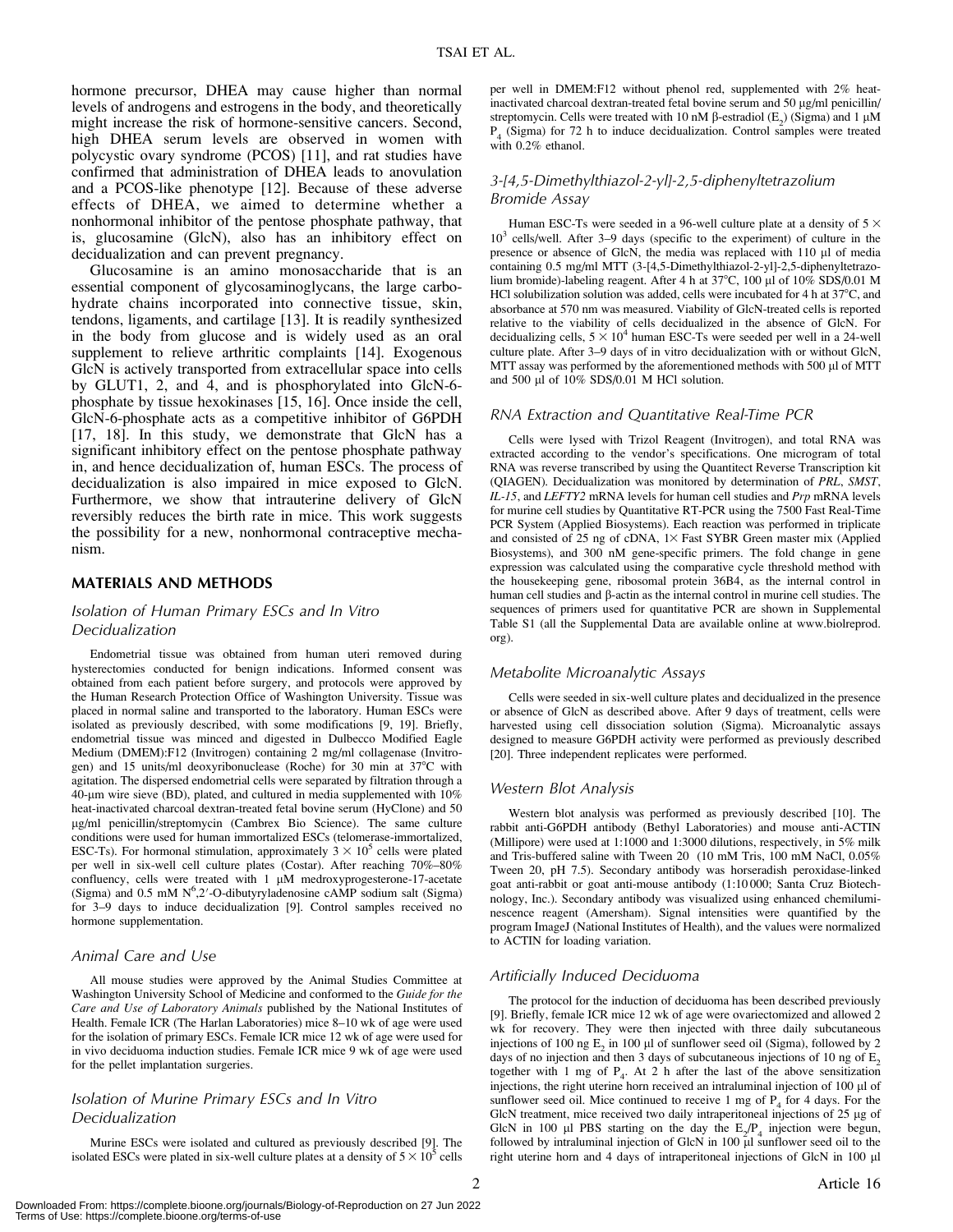hormone precursor, DHEA may cause higher than normal levels of androgens and estrogens in the body, and theoretically might increase the risk of hormone-sensitive cancers. Second, high DHEA serum levels are observed in women with polycystic ovary syndrome (PCOS) [11], and rat studies have confirmed that administration of DHEA leads to anovulation and a PCOS-like phenotype [12]. Because of these adverse effects of DHEA, we aimed to determine whether a nonhormonal inhibitor of the pentose phosphate pathway, that is, glucosamine (GlcN), also has an inhibitory effect on decidualization and can prevent pregnancy.

Glucosamine is an amino monosaccharide that is an essential component of glycosaminoglycans, the large carbohydrate chains incorporated into connective tissue, skin, tendons, ligaments, and cartilage [13]. It is readily synthesized in the body from glucose and is widely used as an oral supplement to relieve arthritic complaints [14]. Exogenous GlcN is actively transported from extracellular space into cells by GLUT1, 2, and 4, and is phosphorylated into GlcN-6-phosphate by tissue hexokinases [15, 16]. Once inside the cell, GlcN-6-phosphate acts as a competitive inhibitor of G6PDH [17, 18]. In this study, we demonstrate that GlcN has a significant inhibitory effect on the pentose phosphate pathway in, and hence decidualization of, human ESCs. The process of decidualization is also impaired in mice exposed to GlcN. Furthermore, we show that intrauterine delivery of GlcN reversibly reduces the birth rate in mice. This work suggests the possibility for a new, nonhormonal contraceptive mechanism.

## MATERIALS AND METHODS

### Isolation of Human Primary ESCs and In Vitro Decidualization

Endometrial tissue was obtained from human uteri removed during hysterectomies conducted for benign indications. Informed consent was obtained from each patient before surgery, and protocols were approved by the Human Research Protection Office of Washington University. Tissue was placed in normal saline and transported to the laboratory. Human ESCs were isolated as previously described, with some modifications [9, 19]. Briefly, endometrial tissue was minced and digested in Dulbecco Modified Eagle Medium (DMEM):F12 (Invitrogen) containing 2 mg/ml collagenase (Invitrogen) and 15 units/ml deoxyribonuclease (Roche) for 30 min at 37°C with agitation. The dispersed endometrial cells were separated by filtration through a 40-μm wire sieve (BD), plated, and cultured in media supplemented with 10% heat-inactivated charcoal dextran-treated fetal bovine serum (HyClone) and 50 μg/ml penicillin/streptomycin (Cambrex Bio Science). The same culture conditions were used for human immortalized ESCs (telomerase-immortalized, ESC-Ts). For hormonal stimulation, approximately $3 \times 10^5$ cells were plated per well in six-well cell culture plates (Costar). After reaching 70%–80% confluency, cells were treated with 1 μM medroxyprogesterone-17-acetate (Sigma) and 0.5 mM $N^6$,2′-O-dibutyryladenosine cAMP sodium salt (Sigma) for 3–9 days to induce decidualization [9]. Control samples received no hormone supplementation.

### Animal Care and Use

All mouse studies were approved by the Animal Studies Committee at Washington University School of Medicine and conformed to the *Guide for the Care and Use of Laboratory Animals* published by the National Institutes of Health. Female ICR (The Harlan Laboratories) mice 8–10 wk of age were used for the isolation of primary ESCs. Female ICR mice 12 wk of age were used for in vivo deciduoma induction studies. Female ICR mice 9 wk of age were used for the pellet implantation surgeries.

### Isolation of Murine Primary ESCs and In Vitro Decidualization

Murine ESCs were isolated and cultured as previously described [9]. The isolated ESCs were plated in six-well culture plates at a density of $5 \times 10^5$ cells per well in DMEM:F12 without phenol red, supplemented with 2% heat-inactivated charcoal dextran-treated fetal bovine serum and 50 μg/ml penicillin/streptomycin. Cells were treated with 10 nM β-estradiol ($E_2$) (Sigma) and 1 μM $P_4$ (Sigma) for 72 h to induce decidualization. Control samples were treated with 0.2% ethanol.

### 3-[4,5-Dimethylthiazol-2-yl]-2,5-diphenyltetrazolium Bromide Assay

Human ESC-Ts were seeded in a 96-well culture plate at a density of $5 \times 10^3$ cells/well. After 3–9 days (specific to the experiment) of culture in the presence or absence of GlcN, the media was replaced with 110 μl of media containing 0.5 mg/ml MTT (3-[4,5-Dimethylthiazol-2-yl]-2,5-diphenyltetrazolium bromide)-labeling reagent. After 4 h at 37°C, 100 μl of 10% SDS/0.01 M HCl solubilization solution was added, cells were incubated for 4 h at 37°C, and absorbance at 570 nm was measured. Viability of GlcN-treated cells is reported relative to the viability of cells decidualized in the absence of GlcN. For decidualizing cells, $5 \times 10^4$ human ESC-Ts were seeded per well in a 24-well culture plate. After 3–9 days of in vitro decidualization with or without GlcN, MTT assay was performed by the aforementioned methods with 500 μl of MTT and 500 μl of 10% SDS/0.01 M HCl solution.

### RNA Extraction and Quantitative Real-Time PCR

Cells were lysed with Trizol Reagent (Invitrogen), and total RNA was extracted according to the vendor's specifications. One microgram of total RNA was reverse transcribed by using the Quantitect Reverse Transcription kit (QIAGEN). Decidualization was monitored by determination of *PRL*, *SMST*, *IL-15*, and *LEFTY2* mRNA levels for human cell studies and *Prp* mRNA levels for murine cell studies by Quantitative RT-PCR using the 7500 Fast Real-Time PCR System (Applied Biosystems). Each reaction was performed in triplicate and consisted of 25 ng of cDNA, 1× Fast SYBR Green master mix (Applied Biosystems), and 300 nM gene-specific primers. The fold change in gene expression was calculated using the comparative cycle threshold method with the housekeeping gene, ribosomal protein 36B4, as the internal control in human cell studies and β-actin as the internal control in murine cell studies. The sequences of primers used for quantitative PCR are shown in Supplemental Table S1 (all the Supplemental Data are available online at www.biolreprod.org).

### Metabolite Microanalytic Assays

Cells were seeded in six-well culture plates and decidualized in the presence or absence of GlcN as described above. After 9 days of treatment, cells were harvested using cell dissociation solution (Sigma). Microanalytic assays designed to measure G6PDH activity were performed as previously described [20]. Three independent replicates were performed.

### Western Blot Analysis

Western blot analysis was performed as previously described [10]. The rabbit anti-G6PDH antibody (Bethyl Laboratories) and mouse anti-ACTIN (Millipore) were used at 1:1000 and 1:3000 dilutions, respectively, in 5% milk and Tris-buffered saline with Tween 20 (10 mM Tris, 100 mM NaCl, 0.05% Tween 20, pH 7.5). Secondary antibody was horseradish peroxidase-linked goat anti-rabbit or goat anti-mouse antibody (1:10 000; Santa Cruz Biotechnology, Inc.). Secondary antibody was visualized using enhanced chemiluminescence reagent (Amersham). Signal intensities were quantified by the program ImageJ (National Institutes of Health), and the values were normalized to ACTIN for loading variation.

### Artificially Induced Deciduoma

The protocol for the induction of deciduoma has been described previously [9]. Briefly, female ICR mice 12 wk of age were ovariectomized and allowed 2 wk for recovery. They were then injected with three daily subcutaneous injections of 100 ng $E_2$ in 100 μl of sunflower seed oil (Sigma), followed by 2 days of no injection and then 3 days of subcutaneous injections of 10 ng of $E_2$ together with 1 mg of $P_4$. At 2 h after the last of the above sensitization injections, the right uterine horn received an intraluminal injection of 100 μl of sunflower seed oil. Mice continued to receive 1 mg of $P_4$ for 4 days. For the GlcN treatment, mice received two daily intraperitoneal injections of 25 μg of GlcN in 100 μl PBS starting on the day the $E_2/P_4$ injection were begun, followed by intraluminal injection of GlcN in 100 μl sunflower seed oil to the right uterine horn and 4 days of intraperitoneal injections of GlcN in 100 μl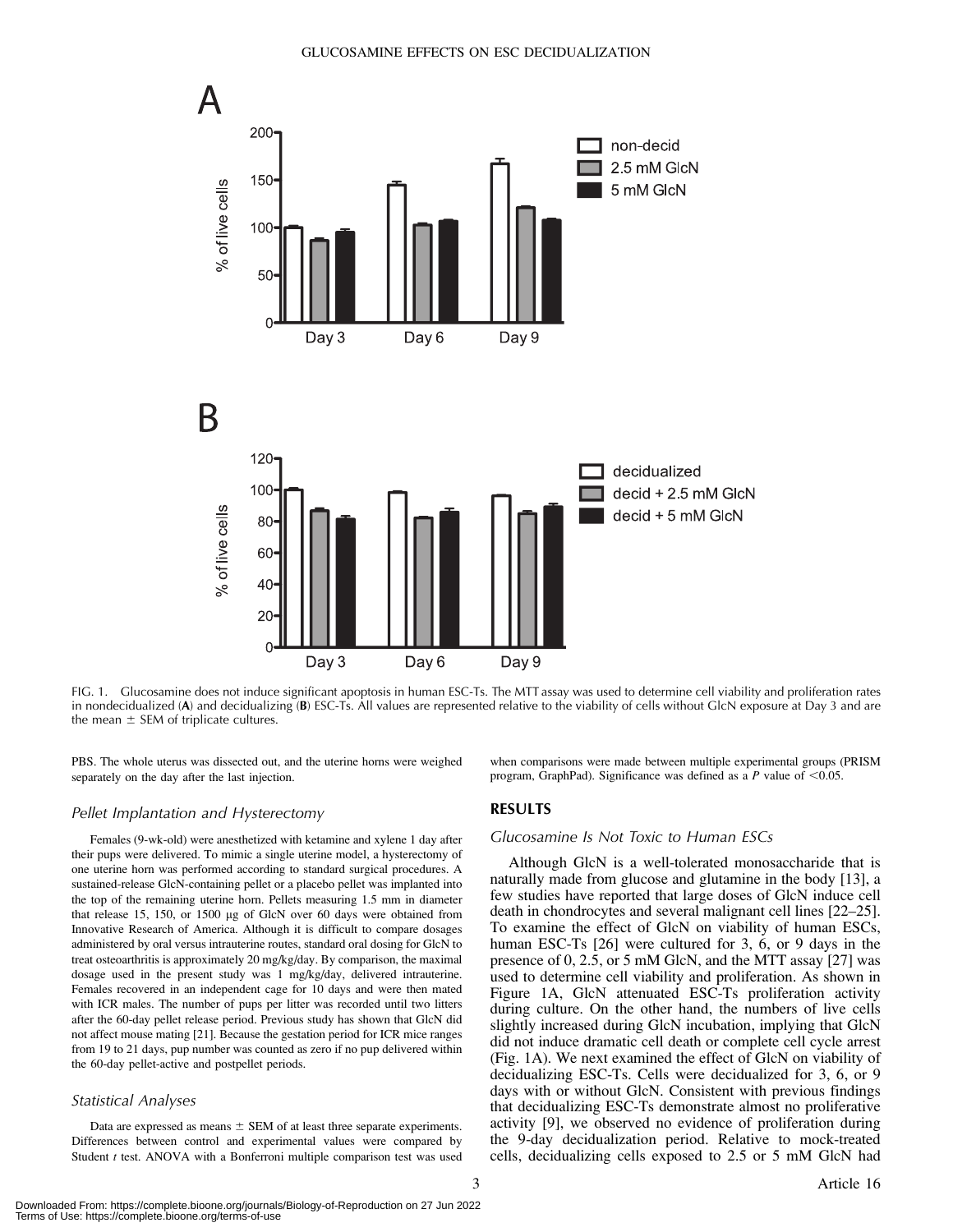FIG. 1. Glucosamine does not induce significant apoptosis in human ESC-Ts. The MTT assay was used to determine cell viability and proliferation rates in nondecidualized (**A**) and decidualizing (**B**) ESC-Ts. All values are represented relative to the viability of cells without GlcN exposure at Day 3 and are the mean ± SEM of triplicate cultures.

PBS. The whole uterus was dissected out, and the uterine horns were weighed separately on the day after the last injection.

### Pellet Implantation and Hysterectomy

Females (9-wk-old) were anesthetized with ketamine and xylene 1 day after their pups were delivered. To mimic a single uterine model, a hysterectomy of one uterine horn was performed according to standard surgical procedures. A sustained-release GlcN-containing pellet or a placebo pellet was implanted into the top of the remaining uterine horn. Pellets measuring 1.5 mm in diameter that release 15, 150, or 1500 μg of GlcN over 60 days were obtained from Innovative Research of America. Although it is difficult to compare dosages administered by oral versus intrauterine routes, standard oral dosing for GlcN to treat osteoarthritis is approximately 20 mg/kg/day. By comparison, the maximal dosage used in the present study was 1 mg/kg/day, delivered intrauterine. Females recovered in an independent cage for 10 days and were then mated with ICR males. The number of pups per litter was recorded until two litters after the 60-day pellet release period. Previous study has shown that GlcN did not affect mouse mating [21]. Because the gestation period for ICR mice ranges from 19 to 21 days, pup number was counted as zero if no pup delivered within the 60-day pellet-active and postpellet periods.

### Statistical Analyses

Data are expressed as means ± SEM of at least three separate experiments. Differences between control and experimental values were compared by Student *t* test. ANOVA with a Bonferroni multiple comparison test was used when comparisons were made between multiple experimental groups (PRISM program, GraphPad). Significance was defined as a *P* value of $<0.05$.

## RESULTS

### Glucosamine Is Not Toxic to Human ESCs

Although GlcN is a well-tolerated monosaccharide that is naturally made from glucose and glutamine in the body [13], a few studies have reported that large doses of GlcN induce cell death in chondrocytes and several malignant cell lines [22–25]. To examine the effect of GlcN on viability of human ESCs, human ESC-Ts [26] were cultured for 3, 6, or 9 days in the presence of 0, 2.5, or 5 mM GlcN, and the MTT assay [27] was used to determine cell viability and proliferation. As shown in Figure 1A, GlcN attenuated ESC-Ts proliferation activity during culture. On the other hand, the numbers of live cells slightly increased during GlcN incubation, implying that GlcN did not induce dramatic cell death or complete cell cycle arrest (Fig. 1A). We next examined the effect of GlcN on viability of decidualizing ESC-Ts. Cells were decidualized for 3, 6, or 9 days with or without GlcN. Consistent with previous findings that decidualizing ESC-Ts demonstrate almost no proliferative activity [9], we observed no evidence of proliferation during the 9-day decidualization period. Relative to mock-treated cells, decidualizing cells exposed to 2.5 or 5 mM GlcN had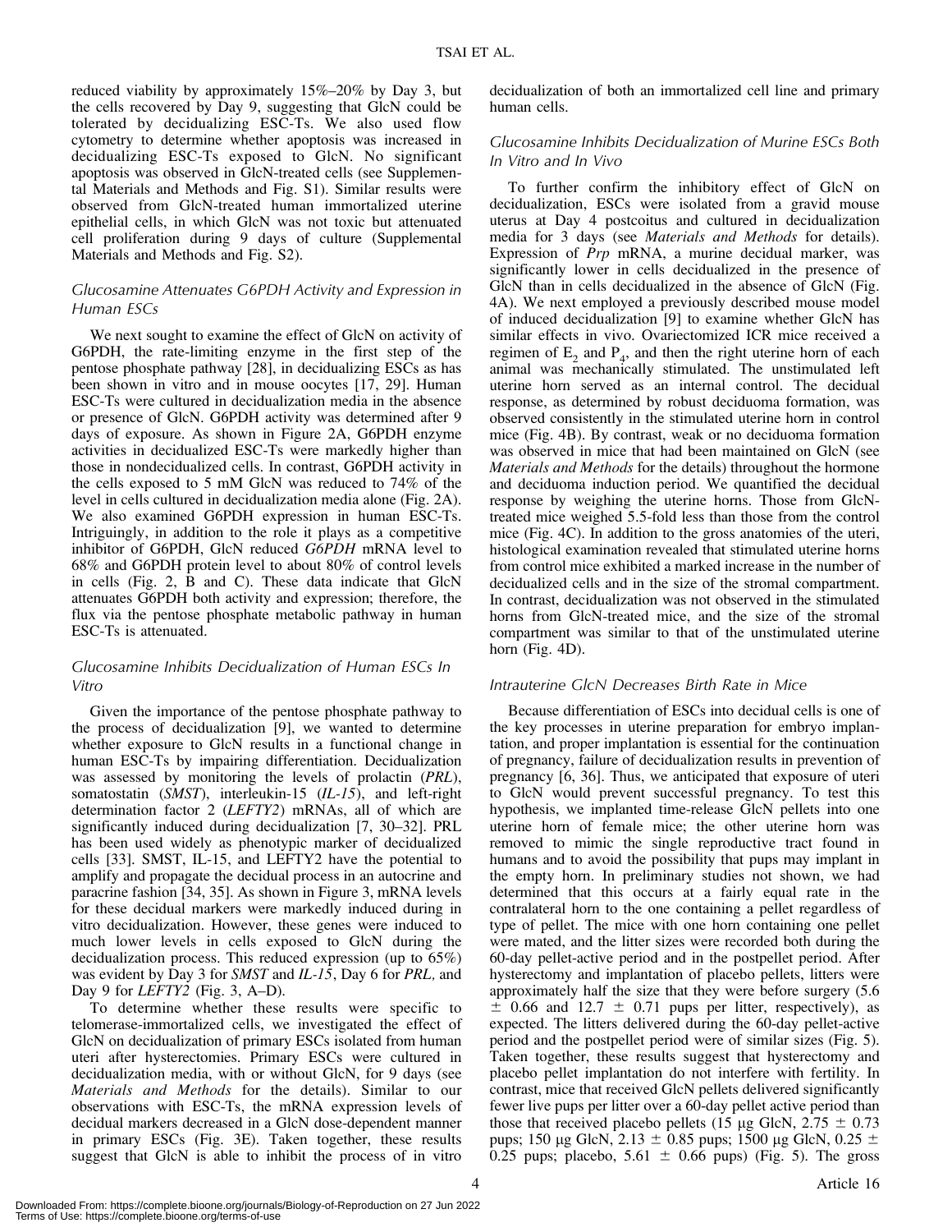reduced viability by approximately 15%–20% by Day 3, but the cells recovered by Day 9, suggesting that GlcN could be tolerated by decidualizing ESC-Ts. We also used flow cytometry to determine whether apoptosis was increased in decidualizing ESC-Ts exposed to GlcN. No significant apoptosis was observed in GlcN-treated cells (see Supplemental Materials and Methods and Fig. S1). Similar results were observed from GlcN-treated human immortalized uterine epithelial cells, in which GlcN was not toxic but attenuated cell proliferation during 9 days of culture (Supplemental Materials and Methods and Fig. S2).

### *Glucosamine Attenuates G6PDH Activity and Expression in Human ESCs*

We next sought to examine the effect of GlcN on activity of G6PDH, the rate-limiting enzyme in the first step of the pentose phosphate pathway [28], in decidualizing ESCs as has been shown in vitro and in mouse oocytes [17, 29]. Human ESC-Ts were cultured in decidualization media in the absence or presence of GlcN. G6PDH activity was determined after 9 days of exposure. As shown in Figure 2A, G6PDH enzyme activities in decidualized ESC-Ts were markedly higher than those in nondecidualized cells. In contrast, G6PDH activity in the cells exposed to 5 mM GlcN was reduced to 74% of the level in cells cultured in decidualization media alone (Fig. 2A). We also examined G6PDH expression in human ESC-Ts. Intriguingly, in addition to the role it plays as a competitive inhibitor of G6PDH, GlcN reduced *G6PDH* mRNA level to 68% and G6PDH protein level to about 80% of control levels in cells (Fig. 2, B and C). These data indicate that GlcN attenuates G6PDH both activity and expression; therefore, the flux via the pentose phosphate metabolic pathway in human ESC-Ts is attenuated.

### *Glucosamine Inhibits Decidualization of Human ESCs In Vitro*

Given the importance of the pentose phosphate pathway to the process of decidualization [9], we wanted to determine whether exposure to GlcN results in a functional change in human ESC-Ts by impairing differentiation. Decidualization was assessed by monitoring the levels of prolactin (*PRL*), somatostatin (*SMST*), interleukin-15 (*IL-15*), and left-right determination factor 2 (*LEFTY2*) mRNAs, all of which are significantly induced during decidualization [7, 30–32]. PRL has been used widely as phenotypic marker of decidualized cells [33]. SMST, IL-15, and LEFTY2 have the potential to amplify and propagate the decidual process in an autocrine and paracrine fashion [34, 35]. As shown in Figure 3, mRNA levels for these decidual markers were markedly induced during in vitro decidualization. However, these genes were induced to much lower levels in cells exposed to GlcN during the decidualization process. This reduced expression (up to 65%) was evident by Day 3 for *SMST* and *IL-15*, Day 6 for *PRL*, and Day 9 for *LEFTY2* (Fig. 3, A–D).

To determine whether these results were specific to telomerase-immortalized cells, we investigated the effect of GlcN on decidualization of primary ESCs isolated from human uteri after hysterectomies. Primary ESCs were cultured in decidualization media, with or without GlcN, for 9 days (see *Materials and Methods* for the details). Similar to our observations with ESC-Ts, the mRNA expression levels of decidual markers decreased in a GlcN dose-dependent manner in primary ESCs (Fig. 3E). Taken together, these results suggest that GlcN is able to inhibit the process of in vitro decidualization of both an immortalized cell line and primary human cells.

### *Glucosamine Inhibits Decidualization of Murine ESCs Both In Vitro and In Vivo*

To further confirm the inhibitory effect of GlcN on decidualization, ESCs were isolated from a gravid mouse uterus at Day 4 postcoitus and cultured in decidualization media for 3 days (see *Materials and Methods* for details). Expression of *Prp* mRNA, a murine decidual marker, was significantly lower in cells decidualized in the presence of GlcN than in cells decidualized in the absence of GlcN (Fig. 4A). We next employed a previously described mouse model of induced decidualization [9] to examine whether GlcN has similar effects in vivo. Ovariectomized ICR mice received a regimen of $E_2$ and $P_4$, and then the right uterine horn of each animal was mechanically stimulated. The unstimulated left uterine horn served as an internal control. The decidual response, as determined by robust deciduoma formation, was observed consistently in the stimulated uterine horn in control mice (Fig. 4B). By contrast, weak or no deciduoma formation was observed in mice that had been maintained on GlcN (see *Materials and Methods* for the details) throughout the hormone and deciduoma induction period. We quantified the decidual response by weighing the uterine horns. Those from GlcN-treated mice weighed 5.5-fold less than those from the control mice (Fig. 4C). In addition to the gross anatomies of the uteri, histological examination revealed that stimulated uterine horns from control mice exhibited a marked increase in the number of decidualized cells and in the size of the stromal compartment. In contrast, decidualization was not observed in the stimulated horns from GlcN-treated mice, and the size of the stromal compartment was similar to that of the unstimulated uterine horn (Fig. 4D).

### *Intrauterine GlcN Decreases Birth Rate in Mice*

Because differentiation of ESCs into decidual cells is one of the key processes in uterine preparation for embryo implantation, and proper implantation is essential for the continuation of pregnancy, failure of decidualization results in prevention of pregnancy [6, 36]. Thus, we anticipated that exposure of uteri to GlcN would prevent successful pregnancy. To test this hypothesis, we implanted time-release GlcN pellets into one uterine horn of female mice; the other uterine horn was removed to mimic the single reproductive tract found in humans and to avoid the possibility that pups may implant in the empty horn. In preliminary studies not shown, we had determined that this occurs at a fairly equal rate in the contralateral horn to the one containing a pellet regardless of type of pellet. The mice with one horn containing one pellet were mated, and the litter sizes were recorded both during the 60-day pellet-active period and in the postpellet period. After hysterectomy and implantation of placebo pellets, litters were approximately half the size that they were before surgery (5.6 $\pm$ 0.66 and 12.7 $\pm$ 0.71 pups per litter, respectively), as expected. The litters delivered during the 60-day pellet-active period and the postpellet period were of similar sizes (Fig. 5). Taken together, these results suggest that hysterectomy and placebo pellet implantation do not interfere with fertility. In contrast, mice that received GlcN pellets delivered significantly fewer live pups per litter over a 60-day pellet active period than those that received placebo pellets (15 μg GlcN, 2.75 $\pm$ 0.73 pups; 150 μg GlcN, 2.13 $\pm$ 0.85 pups; 1500 μg GlcN, 0.25 $\pm$ 0.25 pups; placebo, 5.61 $\pm$ 0.66 pups) (Fig. 5). The gross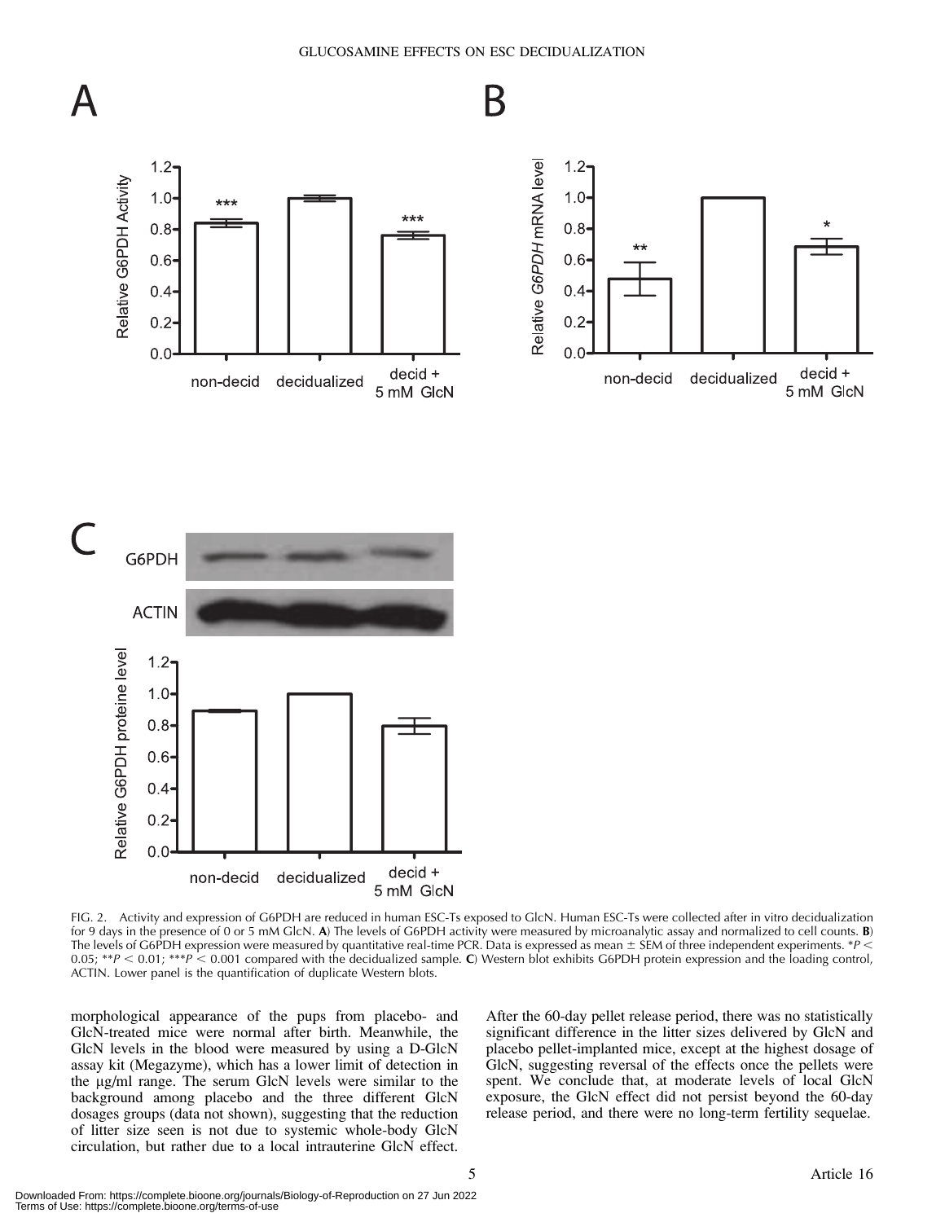FIG. 2. Activity and expression of G6PDH are reduced in human ESC-Ts exposed to GlcN. Human ESC-Ts were collected after in vitro decidualization for 9 days in the presence of 0 or 5 mM GlcN. **A**) The levels of G6PDH activity were measured by microanalytic assay and normalized to cell counts. **B**) The levels of G6PDH expression were measured by quantitative real-time PCR. Data is expressed as mean ± SEM of three independent experiments. \*$P < 0.05$; \*\*$P < 0.01$; \*\*\*$P < 0.001$ compared with the decidualized sample. **C**) Western blot exhibits G6PDH protein expression and the loading control, ACTIN. Lower panel is the quantification of duplicate Western blots.

morphological appearance of the pups from placebo- and GlcN-treated mice were normal after birth. Meanwhile, the GlcN levels in the blood were measured by using a D-GlcN assay kit (Megazyme), which has a lower limit of detection in the μg/ml range. The serum GlcN levels were similar to the background among placebo and the three different GlcN dosages groups (data not shown), suggesting that the reduction of litter size seen is not due to systemic whole-body GlcN circulation, but rather due to a local intrauterine GlcN effect. After the 60-day pellet release period, there was no statistically significant difference in the litter sizes delivered by GlcN and placebo pellet-implanted mice, except at the highest dosage of GlcN, suggesting reversal of the effects once the pellets were spent. We conclude that, at moderate levels of local GlcN exposure, the GlcN effect did not persist beyond the 60-day release period, and there were no long-term fertility sequelae.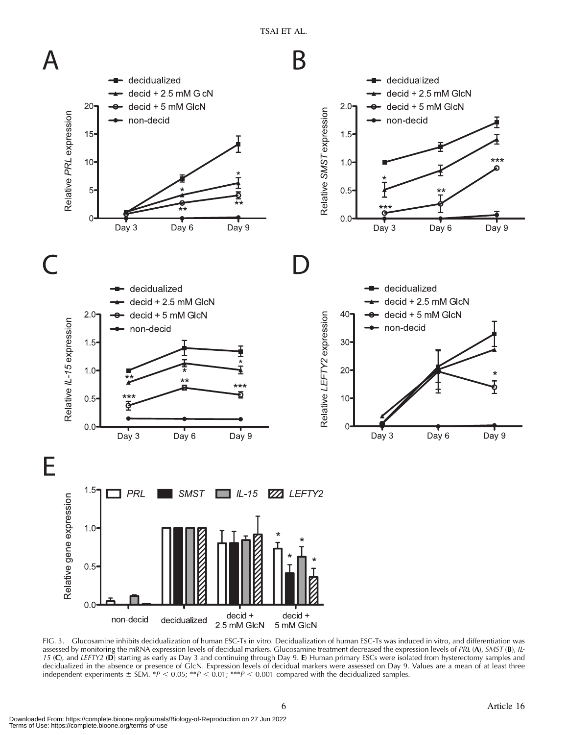FIG. 3. Glucosamine inhibits decidualization of human ESC-Ts in vitro. Decidualization of human ESC-Ts was induced in vitro, and differentiation was assessed by monitoring the mRNA expression levels of decidual markers. Glucosamine treatment decreased the expression levels of *PRL* (**A**), *SMST* (**B**), *IL-15* (**C**), and *LEFTY2* (**D**) starting as early as Day 3 and continuing through Day 9. **E**) Human primary ESCs were isolated from hysterectomy samples and decidualized in the absence or presence of GlcN. Expression levels of decidual markers were assessed on Day 9. Values are a mean of at least three independent experiments ± SEM. \*$P < 0.05$; \*\*$P < 0.01$; \*\*\*$P < 0.001$ compared with the decidualized samples.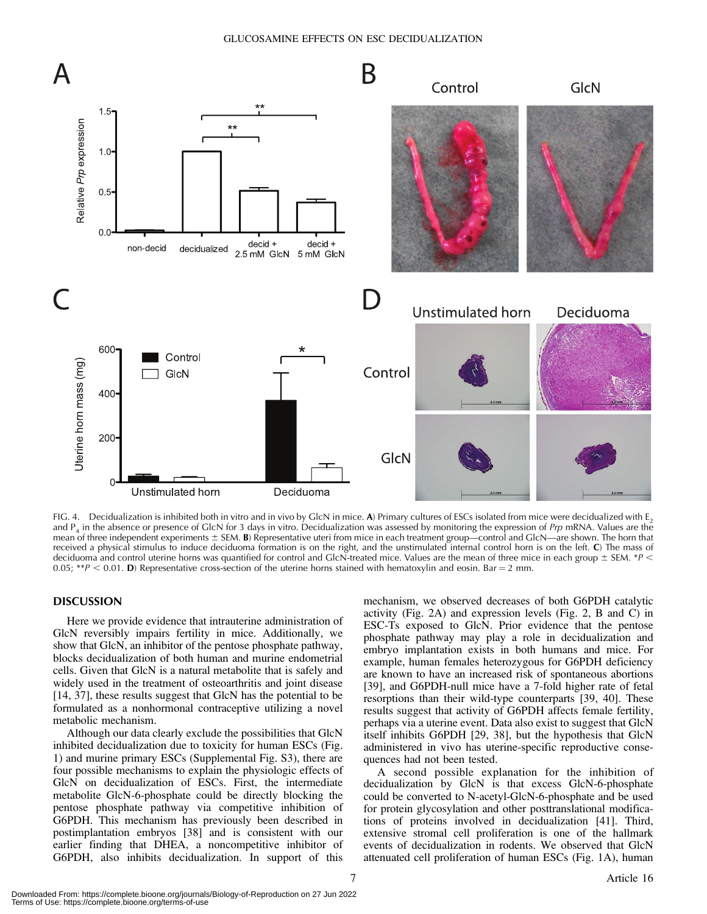FIG. 4. Decidualization is inhibited both in vitro and in vivo by GlcN in mice. **A**) Primary cultures of ESCs isolated from mice were decidualized with $E_2$ and $P_4$ in the absence or presence of GlcN for 3 days in vitro. Decidualization was assessed by monitoring the expression of *Prp* mRNA. Values are the mean of three independent experiments ± SEM. **B**) Representative uteri from mice in each treatment group—control and GlcN—are shown. The horn that received a physical stimulus to induce deciduoma formation is on the right, and the unstimulated internal control horn is on the left. **C**) The mass of deciduoma and control uterine horns was quantified for control and GlcN-treated mice. Values are the mean of three mice in each group ± SEM. $*P < 0.05$; $**P < 0.01$. **D**) Representative cross-section of the uterine horns stained with hematoxylin and eosin. Bar = 2 mm.

## DISCUSSION

Here we provide evidence that intrauterine administration of GlcN reversibly impairs fertility in mice. Additionally, we show that GlcN, an inhibitor of the pentose phosphate pathway, blocks decidualization of both human and murine endometrial cells. Given that GlcN is a natural metabolite that is safely and widely used in the treatment of osteoarthritis and joint disease [14, 37], these results suggest that GlcN has the potential to be formulated as a nonhormonal contraceptive utilizing a novel metabolic mechanism.

Although our data clearly exclude the possibilities that GlcN inhibited decidualization due to toxicity for human ESCs (Fig. 1) and murine primary ESCs (Supplemental Fig. S3), there are four possible mechanisms to explain the physiologic effects of GlcN on decidualization of ESCs. First, the intermediate metabolite GlcN-6-phosphate could be directly blocking the pentose phosphate pathway via competitive inhibition of G6PDH. This mechanism has previously been described in postimplantation embryos [38] and is consistent with our earlier finding that DHEA, a noncompetitive inhibitor of G6PDH, also inhibits decidualization. In support of this mechanism, we observed decreases of both G6PDH catalytic activity (Fig. 2A) and expression levels (Fig. 2, B and C) in ESC-Ts exposed to GlcN. Prior evidence that the pentose phosphate pathway may play a role in decidualization and embryo implantation exists in both humans and mice. For example, human females heterozygous for G6PDH deficiency are known to have an increased risk of spontaneous abortions [39], and G6PDH-null mice have a 7-fold higher rate of fetal resorptions than their wild-type counterparts [39, 40]. These results suggest that activity of G6PDH affects female fertility, perhaps via a uterine event. Data also exist to suggest that GlcN itself inhibits G6PDH [29, 38], but the hypothesis that GlcN administered in vivo has uterine-specific reproductive consequences had not been tested.

A second possible explanation for the inhibition of decidualization by GlcN is that excess GlcN-6-phosphate could be converted to N-acetyl-GlcN-6-phosphate and be used for protein glycosylation and other posttranslational modifications of proteins involved in decidualization [41]. Third, extensive stromal cell proliferation is one of the hallmark events of decidualization in rodents. We observed that GlcN attenuated cell proliferation of human ESCs (Fig. 1A), human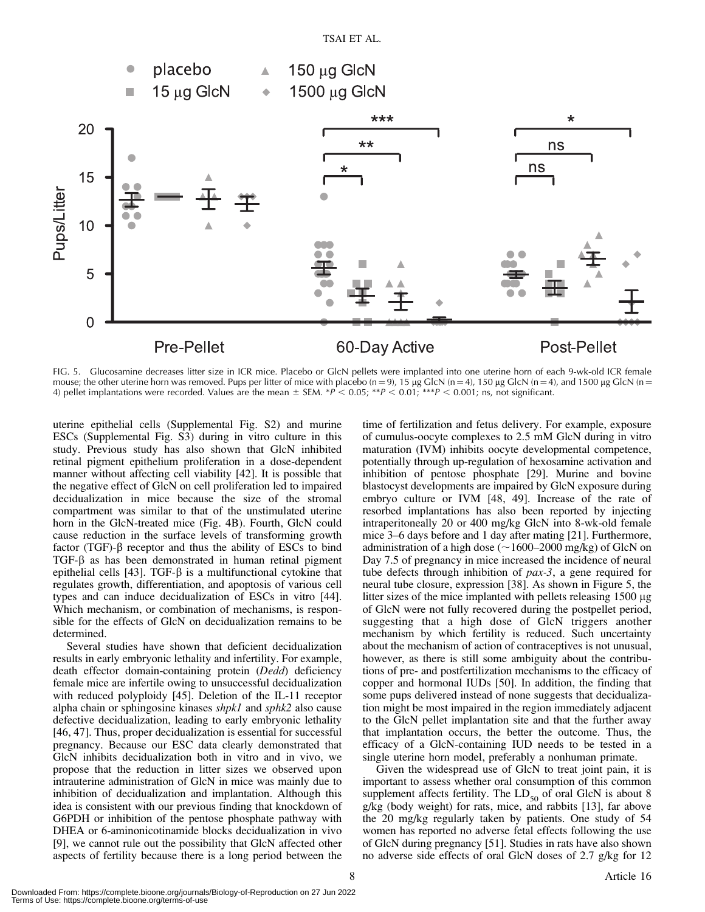FIG. 5. Glucosamine decreases litter size in ICR mice. Placebo or GlcN pellets were implanted into one uterine horn of each 9-wk-old ICR female mouse; the other uterine horn was removed. Pups per litter of mice with placebo (n = 9), 15 μg GlcN (n = 4), 150 μg GlcN (n = 4), and 1500 μg GlcN (n = 4) pellet implantations were recorded. Values are the mean ± SEM. *$P < 0.05$; **$P < 0.01$; ***$P < 0.001$; ns, not significant.

uterine epithelial cells (Supplemental Fig. S2) and murine ESCs (Supplemental Fig. S3) during in vitro culture in this study. Previous study has also shown that GlcN inhibited retinal pigment epithelium proliferation in a dose-dependent manner without affecting cell viability [42]. It is possible that the negative effect of GlcN on cell proliferation led to impaired decidualization in mice because the size of the stromal compartment was similar to that of the unstimulated uterine horn in the GlcN-treated mice (Fig. 4B). Fourth, GlcN could cause reduction in the surface levels of transforming growth factor (TGF)-β receptor and thus the ability of ESCs to bind TGF-β as has been demonstrated in human retinal pigment epithelial cells [43]. TGF-β is a multifunctional cytokine that regulates growth, differentiation, and apoptosis of various cell types and can induce decidualization of ESCs in vitro [44]. Which mechanism, or combination of mechanisms, is responsible for the effects of GlcN on decidualization remains to be determined.

Several studies have shown that deficient decidualization results in early embryonic lethality and infertility. For example, death effector domain-containing protein (*Dedd*) deficiency female mice are infertile owing to unsuccessful decidualization with reduced polyploidy [45]. Deletion of the IL-11 receptor alpha chain or sphingosine kinases *shpk1* and *sphk2* also cause defective decidualization, leading to early embryonic lethality [46, 47]. Thus, proper decidualization is essential for successful pregnancy. Because our ESC data clearly demonstrated that GlcN inhibits decidualization both in vitro and in vivo, we propose that the reduction in litter sizes we observed upon intrauterine administration of GlcN in mice was mainly due to inhibition of decidualization and implantation. Although this idea is consistent with our previous finding that knockdown of G6PDH or inhibition of the pentose phosphate pathway with DHEA or 6-aminonicotinamide blocks decidualization in vivo [9], we cannot rule out the possibility that GlcN affected other aspects of fertility because there is a long period between the time of fertilization and fetus delivery. For example, exposure of cumulus-oocyte complexes to 2.5 mM GlcN during in vitro maturation (IVM) inhibits oocyte developmental competence, potentially through up-regulation of hexosamine activation and inhibition of pentose phosphate [29]. Murine and bovine blastocyst developments are impaired by GlcN exposure during embryo culture or IVM [48, 49]. Increase of the rate of resorbed implantations has also been reported by injecting intraperitoneally 20 or 400 mg/kg GlcN into 8-wk-old female mice 3–6 days before and 1 day after mating [21]. Furthermore, administration of a high dose (~1600–2000 mg/kg) of GlcN on Day 7.5 of pregnancy in mice increased the incidence of neural tube defects through inhibition of *pax-3*, a gene required for neural tube closure, expression [38]. As shown in Figure 5, the litter sizes of the mice implanted with pellets releasing 1500 μg of GlcN were not fully recovered during the postpellet period, suggesting that a high dose of GlcN triggers another mechanism by which fertility is reduced. Such uncertainty about the mechanism of action of contraceptives is not unusual, however, as there is still some ambiguity about the contributions of pre- and postfertilization mechanisms to the efficacy of copper and hormonal IUDs [50]. In addition, the finding that some pups delivered instead of none suggests that decidualization might be most impaired in the region immediately adjacent to the GlcN pellet implantation site and that the further away that implantation occurs, the better the outcome. Thus, the efficacy of a GlcN-containing IUD needs to be tested in a single uterine horn model, preferably a nonhuman primate.

Given the widespread use of GlcN to treat joint pain, it is important to assess whether oral consumption of this common supplement affects fertility. The $LD_{50}$ of oral GlcN is about 8 g/kg (body weight) for rats, mice, and rabbits [13], far above the 20 mg/kg regularly taken by patients. One study of 54 women has reported no adverse fetal effects following the use of GlcN during pregnancy [51]. Studies in rats have also shown no adverse side effects of oral GlcN doses of 2.7 g/kg for 12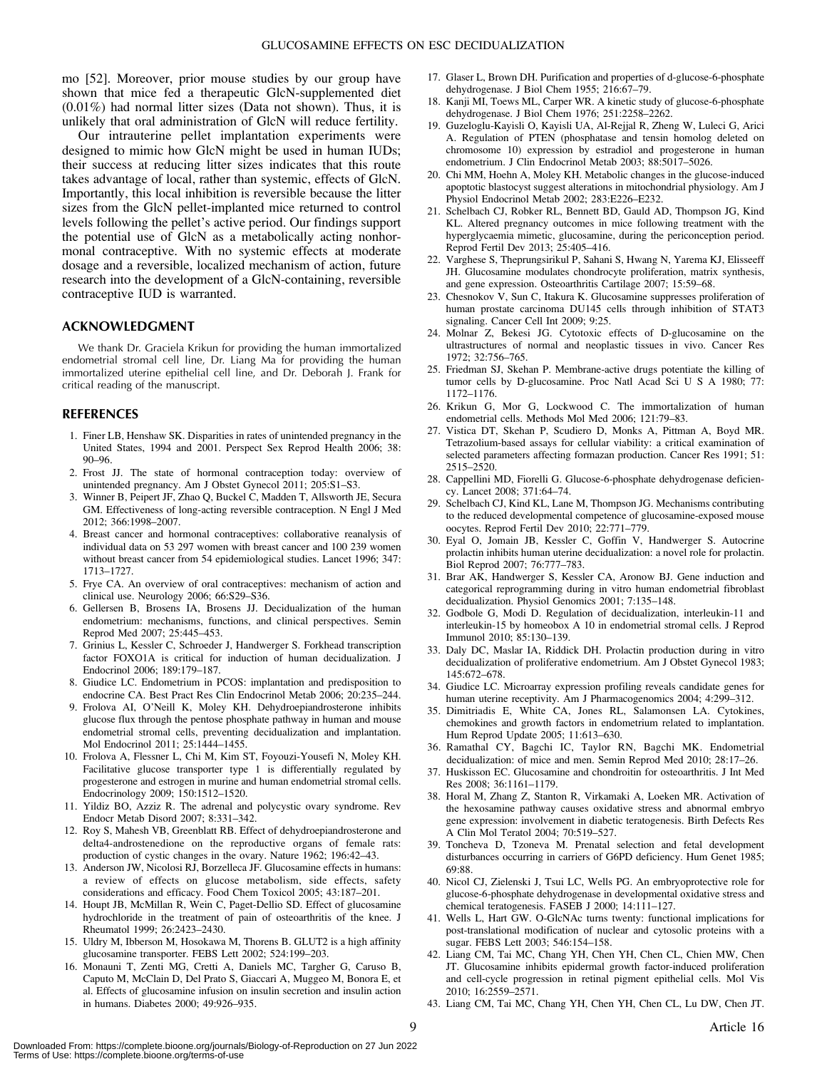mo [52]. Moreover, prior mouse studies by our group have shown that mice fed a therapeutic GlcN-supplemented diet (0.01%) had normal litter sizes (Data not shown). Thus, it is unlikely that oral administration of GlcN will reduce fertility.

Our intrauterine pellet implantation experiments were designed to mimic how GlcN might be used in human IUDs; their success at reducing litter sizes indicates that this route takes advantage of local, rather than systemic, effects of GlcN. Importantly, this local inhibition is reversible because the litter sizes from the GlcN pellet-implanted mice returned to control levels following the pellet's active period. Our findings support the potential use of GlcN as a metabolically acting nonhormonal contraceptive. With no systemic effects at moderate dosage and a reversible, localized mechanism of action, future research into the development of a GlcN-containing, reversible contraceptive IUD is warranted.

## ACKNOWLEDGMENT

We thank Dr. Graciela Krikun for providing the human immortalized endometrial stromal cell line, Dr. Liang Ma for providing the human immortalized uterine epithelial cell line, and Dr. Deborah J. Frank for critical reading of the manuscript.

## REFERENCES

1. Finer LB, Henshaw SK. Disparities in rates of unintended pregnancy in the United States, 1994 and 2001. Perspect Sex Reprod Health 2006; 38: 90–96.
2. Frost JJ. The state of hormonal contraception today: overview of unintended pregnancy. Am J Obstet Gynecol 2011; 205:S1–S3.
3. Winner B, Peipert JF, Zhao Q, Buckel C, Madden T, Allsworth JE, Secura GM. Effectiveness of long-acting reversible contraception. N Engl J Med 2012; 366:1998–2007.
4. Breast cancer and hormonal contraceptives: collaborative reanalysis of individual data on 53 297 women with breast cancer and 100 239 women without breast cancer from 54 epidemiological studies. Lancet 1996; 347: 1713–1727.
5. Frye CA. An overview of oral contraceptives: mechanism of action and clinical use. Neurology 2006; 66:S29–S36.
6. Gellersen B, Brosens IA, Brosens JJ. Decidualization of the human endometrium: mechanisms, functions, and clinical perspectives. Semin Reprod Med 2007; 25:445–453.
7. Grinius L, Kessler C, Schroeder J, Handwerger S. Forkhead transcription factor FOXO1A is critical for induction of human decidualization. J Endocrinol 2006; 189:179–187.
8. Giudice LC. Endometrium in PCOS: implantation and predisposition to endocrine CA. Best Pract Res Clin Endocrinol Metab 2006; 20:235–244.
9. Frolova AI, O'Neill K, Moley KH. Dehydroepiandrosterone inhibits glucose flux through the pentose phosphate pathway in human and mouse endometrial stromal cells, preventing decidualization and implantation. Mol Endocrinol 2011; 25:1444–1455.
10. Frolova A, Flessner L, Chi M, Kim ST, Foyouzi-Yousefi N, Moley KH. Facilitative glucose transporter type 1 is differentially regulated by progesterone and estrogen in murine and human endometrial stromal cells. Endocrinology 2009; 150:1512–1520.
11. Yildiz BO, Azziz R. The adrenal and polycystic ovary syndrome. Rev Endocr Metab Disord 2007; 8:331–342.
12. Roy S, Mahesh VB, Greenblatt RB. Effect of dehydroepiandrosterone and delta4-androstenedione on the reproductive organs of female rats: production of cystic changes in the ovary. Nature 1962; 196:42–43.
13. Anderson JW, Nicolosi RJ, Borzelleca JF. Glucosamine effects in humans: a review of effects on glucose metabolism, side effects, safety considerations and efficacy. Food Chem Toxicol 2005; 43:187–201.
14. Houpt JB, McMillan R, Wein C, Paget-Dellio SD. Effect of glucosamine hydrochloride in the treatment of pain of osteoarthritis of the knee. J Rheumatol 1999; 26:2423–2430.
15. Uldry M, Ibberson M, Hosokawa M, Thorens B. GLUT2 is a high affinity glucosamine transporter. FEBS Lett 2002; 524:199–203.
16. Monauni T, Zenti MG, Cretti A, Daniels MC, Targher G, Caruso B, Caputo M, McClain D, Del Prato S, Giaccari A, Muggeo M, Bonora E, et al. Effects of glucosamine infusion on insulin secretion and insulin action in humans. Diabetes 2000; 49:926–935.
17. Glaser L, Brown DH. Purification and properties of d-glucose-6-phosphate dehydrogenase. J Biol Chem 1955; 216:67–79.
18. Kanji MI, Toews ML, Carper WR. A kinetic study of glucose-6-phosphate dehydrogenase. J Biol Chem 1976; 251:2258–2262.
19. Guzeloglu-Kayisli O, Kayisli UA, Al-Rejjal R, Zheng W, Luleci G, Arici A. Regulation of PTEN (phosphatase and tensin homolog deleted on chromosome 10) expression by estradiol and progesterone in human endometrium. J Clin Endocrinol Metab 2003; 88:5017–5026.
20. Chi MM, Hoehn A, Moley KH. Metabolic changes in the glucose-induced apoptotic blastocyst suggest alterations in mitochondrial physiology. Am J Physiol Endocrinol Metab 2002; 283:E226–E232.
21. Schelbach CJ, Robker RL, Bennett BD, Gauld AD, Thompson JG, Kind KL. Altered pregnancy outcomes in mice following treatment with the hyperglycaemia mimetic, glucosamine, during the periconception period. Reprod Fertil Dev 2013; 25:405–416.
22. Varghese S, Theprungsirikul P, Sahani S, Hwang N, Yarema KJ, Elisseeff JH. Glucosamine modulates chondrocyte proliferation, matrix synthesis, and gene expression. Osteoarthritis Cartilage 2007; 15:59–68.
23. Chesnokov V, Sun C, Itakura K. Glucosamine suppresses proliferation of human prostate carcinoma DU145 cells through inhibition of STAT3 signaling. Cancer Cell Int 2009; 9:25.
24. Molnar Z, Bekesi JG. Cytotoxic effects of D-glucosamine on the ultrastructures of normal and neoplastic tissues in vivo. Cancer Res 1972; 32:756–765.
25. Friedman SJ, Skehan P. Membrane-active drugs potentiate the killing of tumor cells by D-glucosamine. Proc Natl Acad Sci U S A 1980; 77: 1172–1176.
26. Krikun G, Mor G, Lockwood C. The immortalization of human endometrial cells. Methods Mol Med 2006; 121:79–83.
27. Vistica DT, Skehan P, Scudiero D, Monks A, Pittman A, Boyd MR. Tetrazolium-based assays for cellular viability: a critical examination of selected parameters affecting formazan production. Cancer Res 1991; 51: 2515–2520.
28. Cappellini MD, Fiorelli G. Glucose-6-phosphate dehydrogenase deficiency. Lancet 2008; 371:64–74.
29. Schelbach CJ, Kind KL, Lane M, Thompson JG. Mechanisms contributing to the reduced developmental competence of glucosamine-exposed mouse oocytes. Reprod Fertil Dev 2010; 22:771–779.
30. Eyal O, Jomain JB, Kessler C, Goffin V, Handwerger S. Autocrine prolactin inhibits human uterine decidualization: a novel role for prolactin. Biol Reprod 2007; 76:777–783.
31. Brar AK, Handwerger S, Kessler CA, Aronow BJ. Gene induction and categorical reprogramming during in vitro human endometrial fibroblast decidualization. Physiol Genomics 2001; 7:135–148.
32. Godbole G, Modi D. Regulation of decidualization, interleukin-11 and interleukin-15 by homeobox A 10 in endometrial stromal cells. J Reprod Immunol 2010; 85:130–139.
33. Daly DC, Maslar IA, Riddick DH. Prolactin production during in vitro decidualization of proliferative endometrium. Am J Obstet Gynecol 1983; 145:672–678.
34. Giudice LC. Microarray expression profiling reveals candidate genes for human uterine receptivity. Am J Pharmacogenomics 2004; 4:299–312.
35. Dimitriadis E, White CA, Jones RL, Salamonsen LA. Cytokines, chemokines and growth factors in endometrium related to implantation. Hum Reprod Update 2005; 11:613–630.
36. Ramathal CY, Bagchi IC, Taylor RN, Bagchi MK. Endometrial decidualization: of mice and men. Semin Reprod Med 2010; 28:17–26.
37. Huskisson EC. Glucosamine and chondroitin for osteoarthritis. J Int Med Res 2008; 36:1161–1179.
38. Horal M, Zhang Z, Stanton R, Virkamaki A, Loeken MR. Activation of the hexosamine pathway causes oxidative stress and abnormal embryo gene expression: involvement in diabetic teratogenesis. Birth Defects Res A Clin Mol Teratol 2004; 70:519–527.
39. Toncheva D, Tzoneva M. Prenatal selection and fetal development disturbances occurring in carriers of G6PD deficiency. Hum Genet 1985; 69:88.
40. Nicol CJ, Zielenski J, Tsui LC, Wells PG. An embryoprotective role for glucose-6-phosphate dehydrogenase in developmental oxidative stress and chemical teratogenesis. FASEB J 2000; 14:111–127.
41. Wells L, Hart GW. O-GlcNAc turns twenty: functional implications for post-translational modification of nuclear and cytosolic proteins with a sugar. FEBS Lett 2003; 546:154–158.
42. Liang CM, Tai MC, Chang YH, Chen YH, Chen CL, Chien MW, Chen JT. Glucosamine inhibits epidermal growth factor-induced proliferation and cell-cycle progression in retinal pigment epithelial cells. Mol Vis 2010; 16:2559–2571.
43. Liang CM, Tai MC, Chang YH, Chen YH, Chen CL, Lu DW, Chen JT.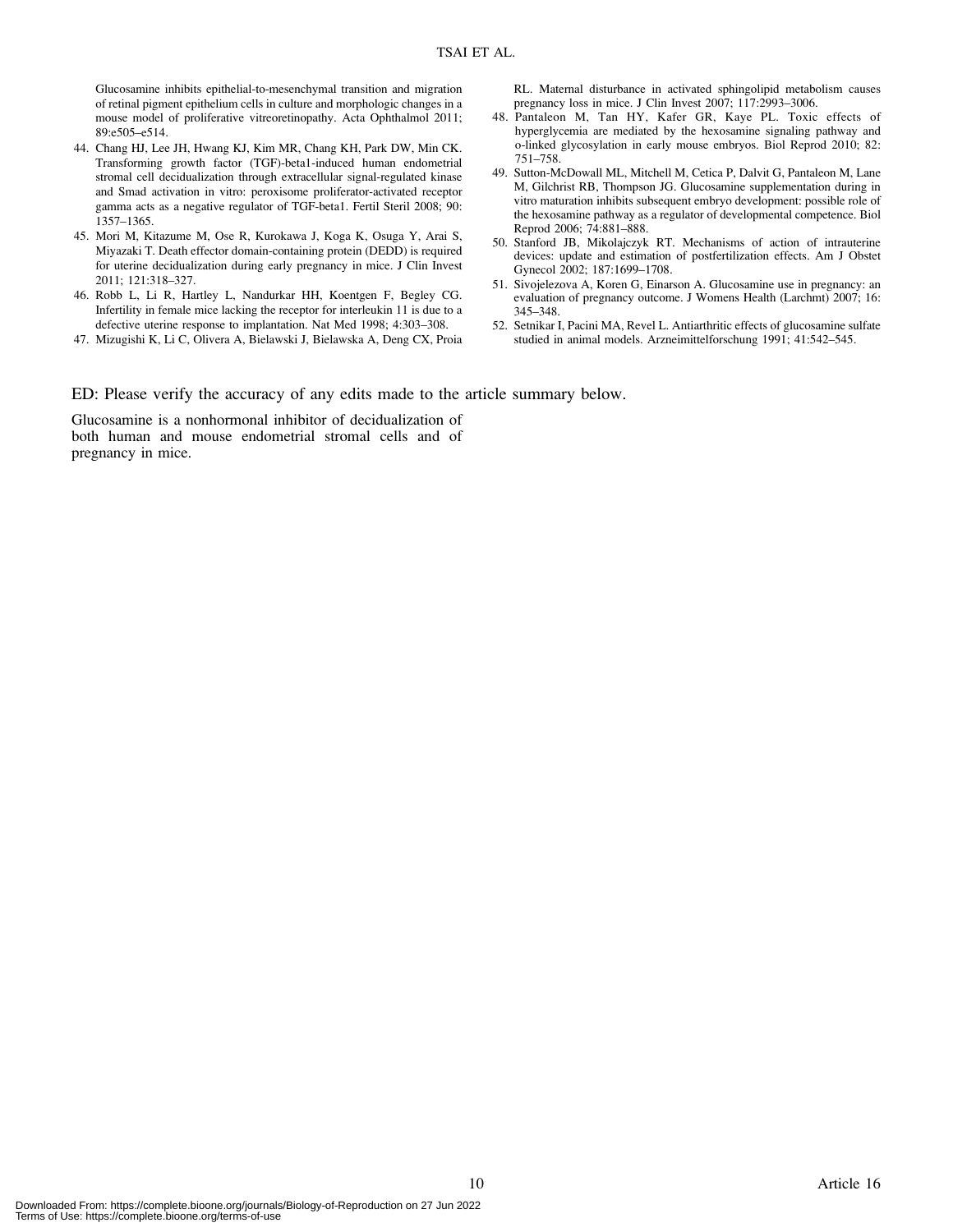Glucosamine inhibits epithelial-to-mesenchymal transition and migration of retinal pigment epithelium cells in culture and morphologic changes in a mouse model of proliferative vitreoretinopathy. Acta Ophthalmol 2011; 89:e505–e514.

44. Chang HJ, Lee JH, Hwang KJ, Kim MR, Chang KH, Park DW, Min CK. Transforming growth factor (TGF)-beta1-induced human endometrial stromal cell decidualization through extracellular signal-regulated kinase and Smad activation in vitro: peroxisome proliferator-activated receptor gamma acts as a negative regulator of TGF-beta1. Fertil Steril 2008; 90: 1357–1365.
45. Mori M, Kitazume M, Ose R, Kurokawa J, Koga K, Osuga Y, Arai S, Miyazaki T. Death effector domain-containing protein (DEDD) is required for uterine decidualization during early pregnancy in mice. J Clin Invest 2011; 121:318–327.
46. Robb L, Li R, Hartley L, Nandurkar HH, Koentgen F, Begley CG. Infertility in female mice lacking the receptor for interleukin 11 is due to a defective uterine response to implantation. Nat Med 1998; 4:303–308.
47. Mizugishi K, Li C, Olivera A, Bielawski J, Bielawska A, Deng CX, Proia RL. Maternal disturbance in activated sphingolipid metabolism causes pregnancy loss in mice. J Clin Invest 2007; 117:2993–3006.
48. Pantaleon M, Tan HY, Kafer GR, Kaye PL. Toxic effects of hyperglycemia are mediated by the hexosamine signaling pathway and o-linked glycosylation in early mouse embryos. Biol Reprod 2010; 82: 751–758.
49. Sutton-McDowall ML, Mitchell M, Cetica P, Dalvit G, Pantaleon M, Lane M, Gilchrist RB, Thompson JG. Glucosamine supplementation during in vitro maturation inhibits subsequent embryo development: possible role of the hexosamine pathway as a regulator of developmental competence. Biol Reprod 2006; 74:881–888.
50. Stanford JB, Mikolajczyk RT. Mechanisms of action of intrauterine devices: update and estimation of postfertilization effects. Am J Obstet Gynecol 2002; 187:1699–1708.
51. Sivojelezova A, Koren G, Einarson A. Glucosamine use in pregnancy: an evaluation of pregnancy outcome. J Womens Health (Larchmt) 2007; 16: 345–348.
52. Setnikar I, Pacini MA, Revel L. Antiarthritic effects of glucosamine sulfate studied in animal models. Arzneimittelforschung 1991; 41:542–545.

ED: Please verify the accuracy of any edits made to the article summary below.

Glucosamine is a nonhormonal inhibitor of decidualization of both human and mouse endometrial stromal cells and of pregnancy in mice.